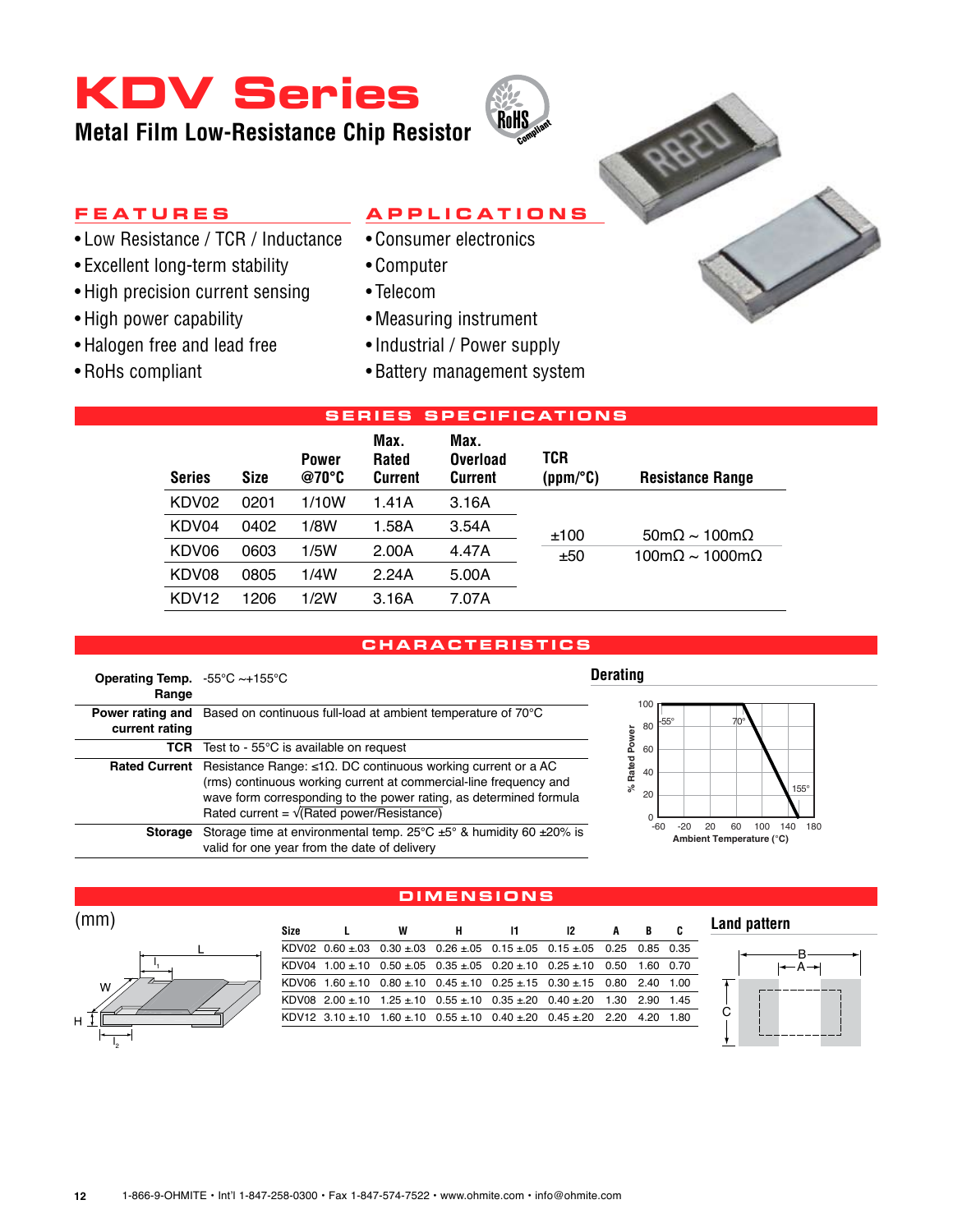# KDV Series

## Metal Film Low-Resistance Chip Resistor

### FEATURES

- Low Resistance / TCR / Inductance
- Excellent long-term stability
- High precision current sensing
- High power capability
- Halogen free and lead free
- RoHs compliant

### APPLICATIONS

- Consumer electronics
- Computer
- Telecom
- Measuring instrument
- Industrial / Power supply
- Battery management system

## SERIES SPECIFICATIONS

| Series | Size | Power @70°C | Max. Rated Current | Max. Overload Current | TCR (ppm/°C) | Resistance Range |
|---|---|---|---|---|---|---|
| KDV02 | 0201 | 1/10W | 1.41A | 3.16A | ±100 | 50mΩ ~ 100mΩ |
| KDV04 | 0402 | 1/8W | 1.58A | 3.54A | ±50 | 100mΩ ~ 1000mΩ |
| KDV06 | 0603 | 1/5W | 2.00A | 4.47A | | |
| KDV08 | 0805 | 1/4W | 2.24A | 5.00A | | |
| KDV12 | 1206 | 1/2W | 3.16A | 7.07A | | |

## CHARACTERISTICS

| | |
|---|---|
| **Operating Temp. Range** | -55°C ~+155°C |
| **Power rating and current rating** | Based on continuous full-load at ambient temperature of 70°C |
| **TCR** | Test to - 55°C is available on request |
| **Rated Current** | Resistance Range: ≤1Ω. DC continuous working current or a AC (rms) continuous working current at commercial-line frequency and wave form corresponding to the power rating, as determined formula Rated current = √(Rated power/Resistance) |
| **Storage** | Storage time at environmental temp. 25°C ±5° & humidity 60 ±20% is valid for one year from the date of delivery |

### Derating

(Chart: % Rated Power vs Ambient Temperature (°C); 100% from -55° to 70°, derating linearly to 0% at 155°)

## DIMENSIONS

(mm)

| Size | L | W | H | l1 | l2 | A | B | C |
|---|---|---|---|---|---|---|---|---|
| KDV02 | 0.60 ±.03 | 0.30 ±.03 | 0.26 ±.05 | 0.15 ±.05 | 0.15 ±.05 | 0.25 | 0.85 | 0.35 |
| KDV04 | 1.00 ±.10 | 0.50 ±.05 | 0.35 ±.05 | 0.20 ±.10 | 0.25 ±.10 | 0.50 | 1.60 | 0.70 |
| KDV06 | 1.60 ±.10 | 0.80 ±.10 | 0.45 ±.10 | 0.25 ±.15 | 0.30 ±.15 | 0.80 | 2.40 | 1.00 |
| KDV08 | 2.00 ±.10 | 1.25 ±.10 | 0.55 ±.10 | 0.35 ±.20 | 0.40 ±.20 | 1.30 | 2.90 | 1.45 |
| KDV12 | 3.10 ±.10 | 1.60 ±.10 | 0.55 ±.10 | 0.40 ±.20 | 0.45 ±.20 | 2.20 | 4.20 | 1.80 |

### Land pattern

1-866-9-OHMITE • Int'l 1-847-258-0300 • Fax 1-847-574-7522 • www.ohmite.com • info@ohmite.com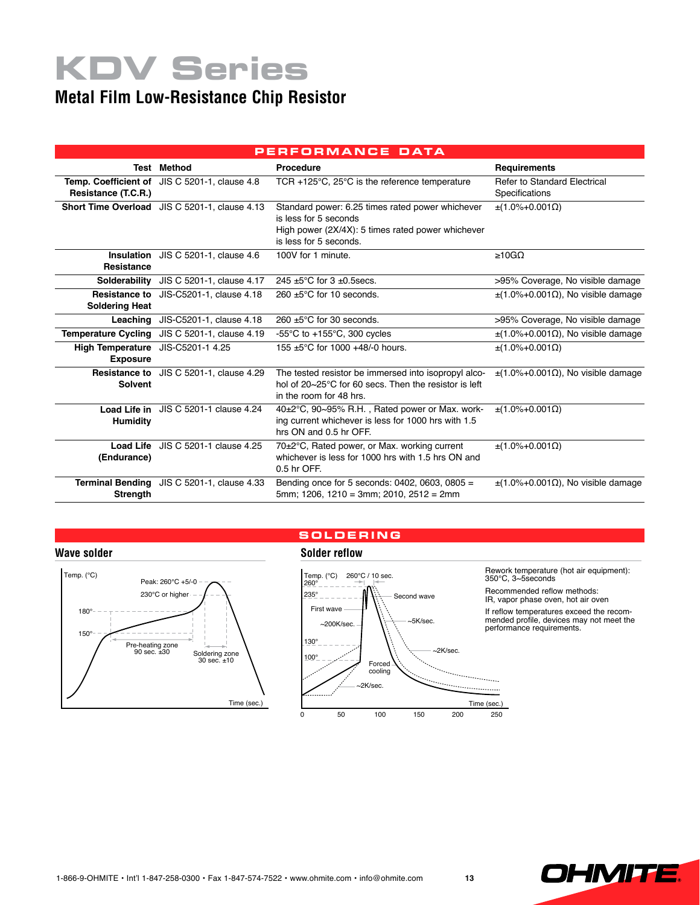# KDV Series

## Metal Film Low-Resistance Chip Resistor

### PERFORMANCE DATA

| Test | Method | Procedure | Requirements |
|---|---|---|---|
| **Temp. Coefficient of Resistance (T.C.R.)** | JIS C 5201-1, clause 4.8 | TCR +125°C, 25°C is the reference temperature | Refer to Standard Electrical Specifications |
| **Short Time Overload** | JIS C 5201-1, clause 4.13 | Standard power: 6.25 times rated power whichever is less for 5 seconds<br>High power (2X/4X): 5 times rated power whichever is less for 5 seconds. | ±(1.0%+0.001Ω) |
| **Insulation Resistance** | JIS C 5201-1, clause 4.6 | 100V for 1 minute. | ≥10GΩ |
| **Solderability** | JIS C 5201-1, clause 4.17 | 245 ±5°C for 3 ±0.5secs. | >95% Coverage, No visible damage |
| **Resistance to Soldering Heat** | JIS-C5201-1, clause 4.18 | 260 ±5°C for 10 seconds. | ±(1.0%+0.001Ω), No visible damage |
| **Leaching** | JIS-C5201-1, clause 4.18 | 260 ±5°C for 30 seconds. | >95% Coverage, No visible damage |
| **Temperature Cycling** | JIS C 5201-1, clause 4.19 | -55°C to +155°C, 300 cycles | ±(1.0%+0.001Ω), No visible damage |
| **High Temperature Exposure** | JIS-C5201-1 4.25 | 155 ±5°C for 1000 +48/-0 hours. | ±(1.0%+0.001Ω) |
| **Resistance to Solvent** | JIS C 5201-1, clause 4.29 | The tested resistor be immersed into isopropyl alcohol of 20~25°C for 60 secs. Then the resistor is left in the room for 48 hrs. | ±(1.0%+0.001Ω), No visible damage |
| **Load Life in Humidity** | JIS C 5201-1 clause 4.24 | 40±2°C, 90~95% R.H. , Rated power or Max. working current whichever is less for 1000 hrs with 1.5 hrs ON and 0.5 hr OFF. | ±(1.0%+0.001Ω) |
| **Load Life (Endurance)** | JIS C 5201-1 clause 4.25 | 70±2°C, Rated power, or Max. working current whichever is less for 1000 hrs with 1.5 hrs ON and 0.5 hr OFF. | ±(1.0%+0.001Ω) |
| **Terminal Bending Strength** | JIS C 5201-1, clause 4.33 | Bending once for 5 seconds: 0402, 0603, 0805 = 5mm; 1206, 1210 = 3mm; 2010, 2512 = 2mm | ±(1.0%+0.001Ω), No visible damage |

### SOLDERING

#### Wave solder

Temp. (°C)

Peak: 260°C +5/-0

230°C or higher

180°

150°

Pre-heating zone 90 sec. ±30

Soldering zone 30 sec. ±10

Time (sec.)

#### Solder reflow

Temp. (°C) 260°C / 10 sec.

260° 235° 130° 100°

First wave ~200K/sec.

Second wave ~5K/sec. ~2K/sec.

Forced cooling ~2K/sec.

Time (sec.) 0 50 100 150 200 250

Rework temperature (hot air equipment): 350°C, 3~5seconds

Recommended reflow methods: IR, vapor phase oven, hot air oven

If reflow temperatures exceed the recommended profile, devices may not meet the performance requirements.

1-866-9-OHMITE • Int'l 1-847-258-0300 • Fax 1-847-574-7522 • www.ohmite.com • info@ohmite.com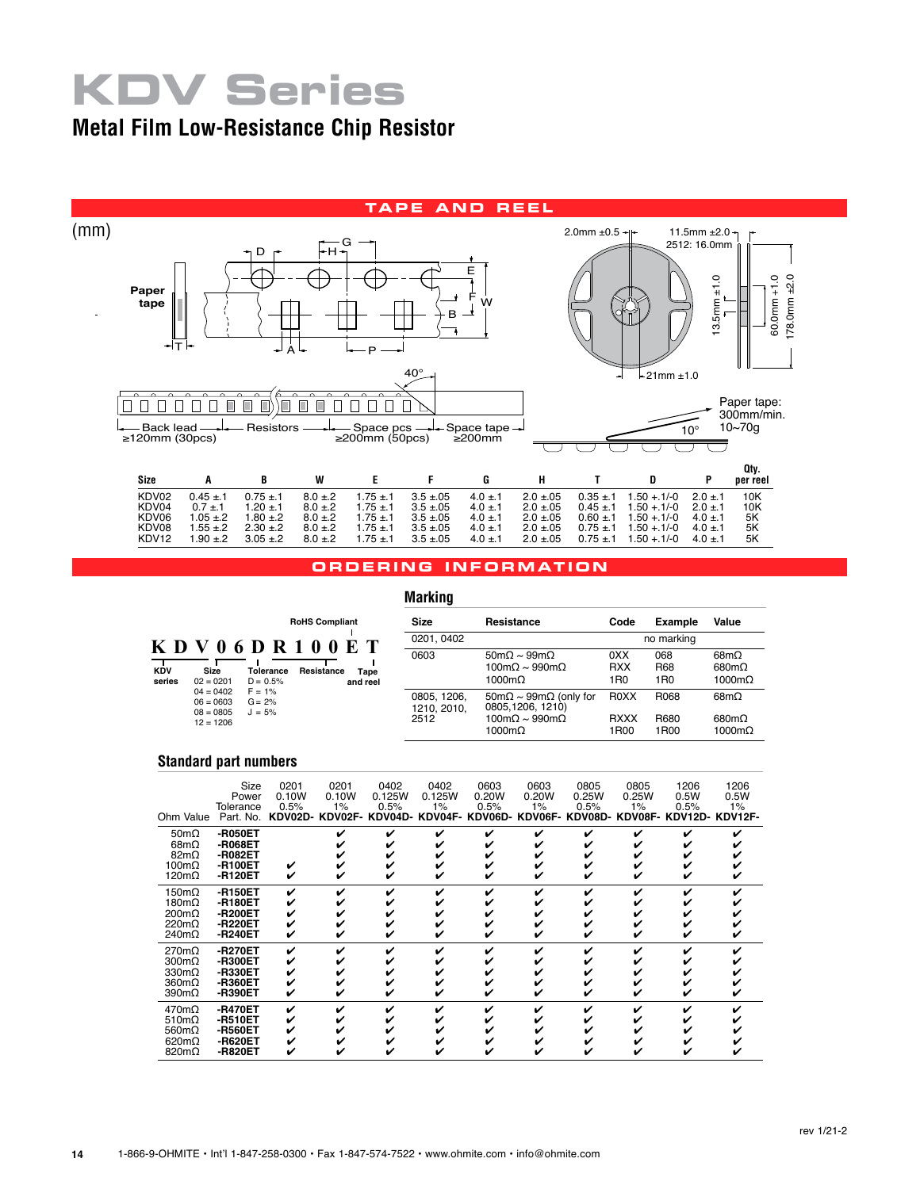# KDV Series

## Metal Film Low-Resistance Chip Resistor

### TAPE AND REEL

(mm)

Paper tape

D G H E F W B T A P

40°

2.0mm ±0.5

11.5mm ±2.0
2512: 16.0mm

13.5mm ±1.0

60.0mm +1.0

178.0mm ±2.0

21mm ±1.0

Back lead ≥120mm (30pcs) — Resistors — Space pcs ≥200mm (50pcs) — Space tape ≥200mm

10°

Paper tape: 300mm/min. 10~70g

| Size | A | B | W | E | F | G | H | T | D | P | Qty. per reel |
|---|---|---|---|---|---|---|---|---|---|---|---|
| KDV02 | 0.45 ±.1 | 0.75 ±.1 | 8.0 ±.2 | 1.75 ±.1 | 3.5 ±.05 | 4.0 ±.1 | 2.0 ±.05 | 0.35 ±.1 | 1.50 +.1/-0 | 2.0 ±.1 | 10K |
| KDV04 | 0.7 ±.1 | 1.20 ±.1 | 8.0 ±.2 | 1.75 ±.1 | 3.5 ±.05 | 4.0 ±.1 | 2.0 ±.05 | 0.45 ±.1 | 1.50 +.1/-0 | 2.0 ±.1 | 10K |
| KDV06 | 1.05 ±.2 | 1.80 ±.2 | 8.0 ±.2 | 1.75 ±.1 | 3.5 ±.05 | 4.0 ±.1 | 2.0 ±.05 | 0.60 ±.1 | 1.50 +.1/-0 | 4.0 ±.1 | 5K |
| KDV08 | 1.55 ±.2 | 2.30 ±.2 | 8.0 ±.2 | 1.75 ±.1 | 3.5 ±.05 | 4.0 ±.1 | 2.0 ±.05 | 0.75 ±.1 | 1.50 +.1/-0 | 4.0 ±.1 | 5K |
| KDV12 | 1.90 ±.2 | 3.05 ±.2 | 8.0 ±.2 | 1.75 ±.1 | 3.5 ±.05 | 4.0 ±.1 | 2.0 ±.05 | 0.75 ±.1 | 1.50 +.1/-0 | 4.0 ±.1 | 5K |

### ORDERING INFORMATION

RoHS Compliant

**K D V 0 6 D R 1 0 0 E T**

- **KDV series**
- **Size**: 02 = 0201, 04 = 0402, 06 = 0603, 08 = 0805, 12 = 1206
- **Tolerance**: D = 0.5%, F = 1%, G = 2%, J = 5%
- **Resistance**
- **Tape and reel**

#### Marking

| Size | Resistance | Code | Example | Value |
|---|---|---|---|---|
| 0201, 0402 | | no marking | | |
| 0603 | 50mΩ ~ 99mΩ | 0XX | 068 | 68mΩ |
| | 100mΩ ~ 990mΩ | RXX | R68 | 680mΩ |
| | 1000mΩ | 1R0 | 1R0 | 1000mΩ |
| 0805, 1206, 1210, 2010, 2512 | 50mΩ ~ 99mΩ (only for 0805,1206, 1210) | R0XX | R068 | 68mΩ |
| | 100mΩ ~ 990mΩ | RXXX | R680 | 680mΩ |
| | 1000mΩ | 1R00 | 1R00 | 1000mΩ |

#### Standard part numbers

| Ohm Value | Size / Power / Tolerance / Part. No. | 0201 0.10W 0.5% KDV02D- | 0201 0.10W 1% KDV02F- | 0402 0.125W 0.5% KDV04D- | 0402 0.125W 1% KDV04F- | 0603 0.20W 0.5% KDV06D- | 0603 0.20W 1% KDV06F- | 0805 0.25W 0.5% KDV08D- | 0805 0.25W 1% KDV08F- | 1206 0.5W 0.5% KDV12D- | 1206 0.5W 1% KDV12F- |
|---|---|---|---|---|---|---|---|---|---|---|---|
| 50mΩ | -R050ET | | ✔ | ✔ | ✔ | ✔ | ✔ | ✔ | ✔ | ✔ | ✔ |
| 68mΩ | -R068ET | | ✔ | ✔ | ✔ | ✔ | ✔ | ✔ | ✔ | ✔ | ✔ |
| 82mΩ | -R082ET | | ✔ | ✔ | ✔ | ✔ | ✔ | ✔ | ✔ | ✔ | ✔ |
| 100mΩ | -R100ET | ✔ | ✔ | ✔ | ✔ | ✔ | ✔ | ✔ | ✔ | ✔ | ✔ |
| 120mΩ | -R120ET | ✔ | ✔ | ✔ | ✔ | ✔ | ✔ | ✔ | ✔ | ✔ | ✔ |
| 150mΩ | -R150ET | ✔ | ✔ | ✔ | ✔ | ✔ | ✔ | ✔ | ✔ | ✔ | ✔ |
| 180mΩ | -R180ET | ✔ | ✔ | ✔ | ✔ | ✔ | ✔ | ✔ | ✔ | ✔ | ✔ |
| 200mΩ | -R200ET | ✔ | ✔ | ✔ | ✔ | ✔ | ✔ | ✔ | ✔ | ✔ | ✔ |
| 220mΩ | -R220ET | ✔ | ✔ | ✔ | ✔ | ✔ | ✔ | ✔ | ✔ | ✔ | ✔ |
| 240mΩ | -R240ET | ✔ | ✔ | ✔ | ✔ | ✔ | ✔ | ✔ | ✔ | ✔ | ✔ |
| 270mΩ | -R270ET | ✔ | ✔ | ✔ | ✔ | ✔ | ✔ | ✔ | ✔ | ✔ | ✔ |
| 300mΩ | -R300ET | ✔ | ✔ | ✔ | ✔ | ✔ | ✔ | ✔ | ✔ | ✔ | ✔ |
| 330mΩ | -R330ET | ✔ | ✔ | ✔ | ✔ | ✔ | ✔ | ✔ | ✔ | ✔ | ✔ |
| 360mΩ | -R360ET | ✔ | ✔ | ✔ | ✔ | ✔ | ✔ | ✔ | ✔ | ✔ | ✔ |
| 390mΩ | -R390ET | ✔ | ✔ | ✔ | ✔ | ✔ | ✔ | ✔ | ✔ | ✔ | ✔ |
| 470mΩ | -R470ET | ✔ | ✔ | ✔ | ✔ | ✔ | ✔ | ✔ | ✔ | ✔ | ✔ |
| 510mΩ | -R510ET | ✔ | ✔ | ✔ | ✔ | ✔ | ✔ | ✔ | ✔ | ✔ | ✔ |
| 560mΩ | -R560ET | ✔ | ✔ | ✔ | ✔ | ✔ | ✔ | ✔ | ✔ | ✔ | ✔ |
| 620mΩ | -R620ET | ✔ | ✔ | ✔ | ✔ | ✔ | ✔ | ✔ | ✔ | ✔ | ✔ |
| 820mΩ | -R820ET | ✔ | ✔ | ✔ | ✔ | ✔ | ✔ | ✔ | ✔ | ✔ | ✔ |

rev 1/21-2

1-866-9-OHMITE • Int'l 1-847-258-0300 • Fax 1-847-574-7522 • www.ohmite.com • info@ohmite.com